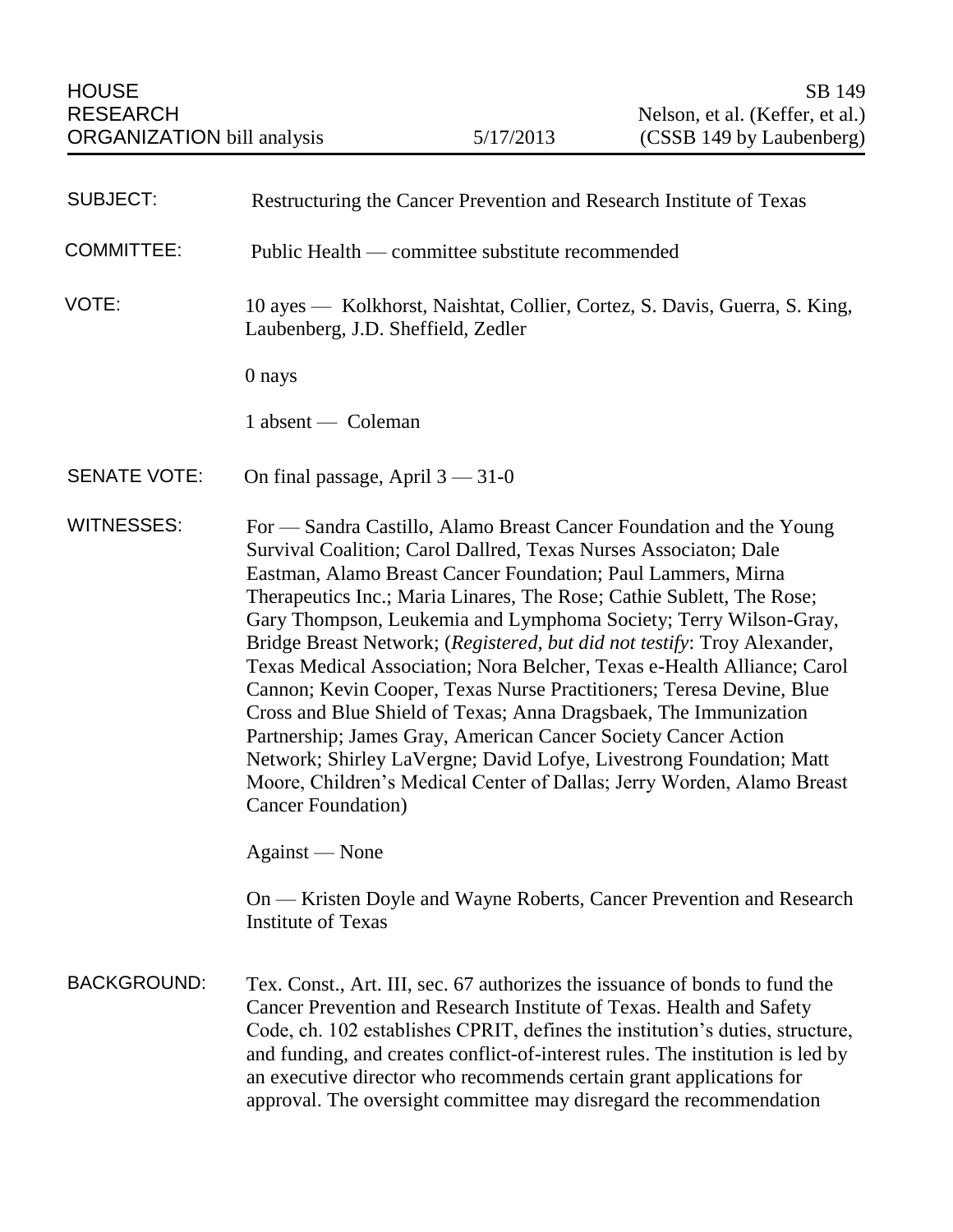HOUSE RESEARCH ORGANIZATION bill analysis | 5/17/2013 | SB 149 Nelson, et al. (Keffer, et al.) (CSSB 149 by Laubenberg)

**SUBJECT:** Restructuring the Cancer Prevention and Research Institute of Texas

**COMMITTEE:** Public Health — committee substitute recommended

**VOTE:** 10 ayes — Kolkhorst, Naishtat, Collier, Cortez, S. Davis, Guerra, S. King, Laubenberg, J.D. Sheffield, Zedler

0 nays

1 absent — Coleman

**SENATE VOTE:** On final passage, April 3 — 31-0

**WITNESSES:** For — Sandra Castillo, Alamo Breast Cancer Foundation and the Young Survival Coalition; Carol Dallred, Texas Nurses Associaton; Dale Eastman, Alamo Breast Cancer Foundation; Paul Lammers, Mirna Therapeutics Inc.; Maria Linares, The Rose; Cathie Sublett, The Rose; Gary Thompson, Leukemia and Lymphoma Society; Terry Wilson-Gray, Bridge Breast Network; (*Registered, but did not testify*: Troy Alexander, Texas Medical Association; Nora Belcher, Texas e-Health Alliance; Carol Cannon; Kevin Cooper, Texas Nurse Practitioners; Teresa Devine, Blue Cross and Blue Shield of Texas; Anna Dragsbaek, The Immunization Partnership; James Gray, American Cancer Society Cancer Action Network; Shirley LaVergne; David Lofye, Livestrong Foundation; Matt Moore, Children's Medical Center of Dallas; Jerry Worden, Alamo Breast Cancer Foundation)

Against — None

On — Kristen Doyle and Wayne Roberts, Cancer Prevention and Research Institute of Texas

**BACKGROUND:** Tex. Const., Art. III, sec. 67 authorizes the issuance of bonds to fund the Cancer Prevention and Research Institute of Texas. Health and Safety Code, ch. 102 establishes CPRIT, defines the institution's duties, structure, and funding, and creates conflict-of-interest rules. The institution is led by an executive director who recommends certain grant applications for approval. The oversight committee may disregard the recommendation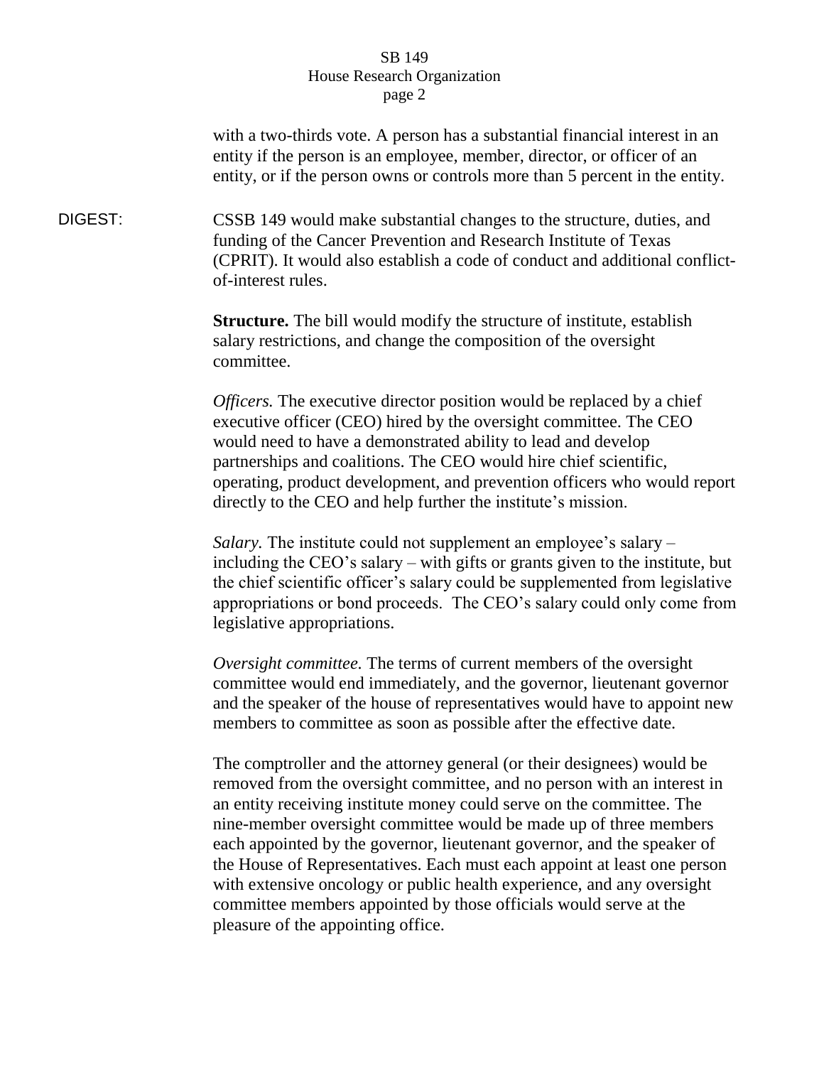with a two-thirds vote. A person has a substantial financial interest in an entity if the person is an employee, member, director, or officer of an entity, or if the person owns or controls more than 5 percent in the entity.

DIGEST: CSSB 149 would make substantial changes to the structure, duties, and funding of the Cancer Prevention and Research Institute of Texas (CPRIT). It would also establish a code of conduct and additional conflict-of-interest rules.

**Structure.** The bill would modify the structure of institute, establish salary restrictions, and change the composition of the oversight committee.

*Officers.* The executive director position would be replaced by a chief executive officer (CEO) hired by the oversight committee. The CEO would need to have a demonstrated ability to lead and develop partnerships and coalitions. The CEO would hire chief scientific, operating, product development, and prevention officers who would report directly to the CEO and help further the institute's mission.

*Salary.* The institute could not supplement an employee's salary – including the CEO's salary – with gifts or grants given to the institute, but the chief scientific officer's salary could be supplemented from legislative appropriations or bond proceeds. The CEO's salary could only come from legislative appropriations.

*Oversight committee.* The terms of current members of the oversight committee would end immediately, and the governor, lieutenant governor and the speaker of the house of representatives would have to appoint new members to committee as soon as possible after the effective date.

The comptroller and the attorney general (or their designees) would be removed from the oversight committee, and no person with an interest in an entity receiving institute money could serve on the committee. The nine-member oversight committee would be made up of three members each appointed by the governor, lieutenant governor, and the speaker of the House of Representatives. Each must each appoint at least one person with extensive oncology or public health experience, and any oversight committee members appointed by those officials would serve at the pleasure of the appointing office.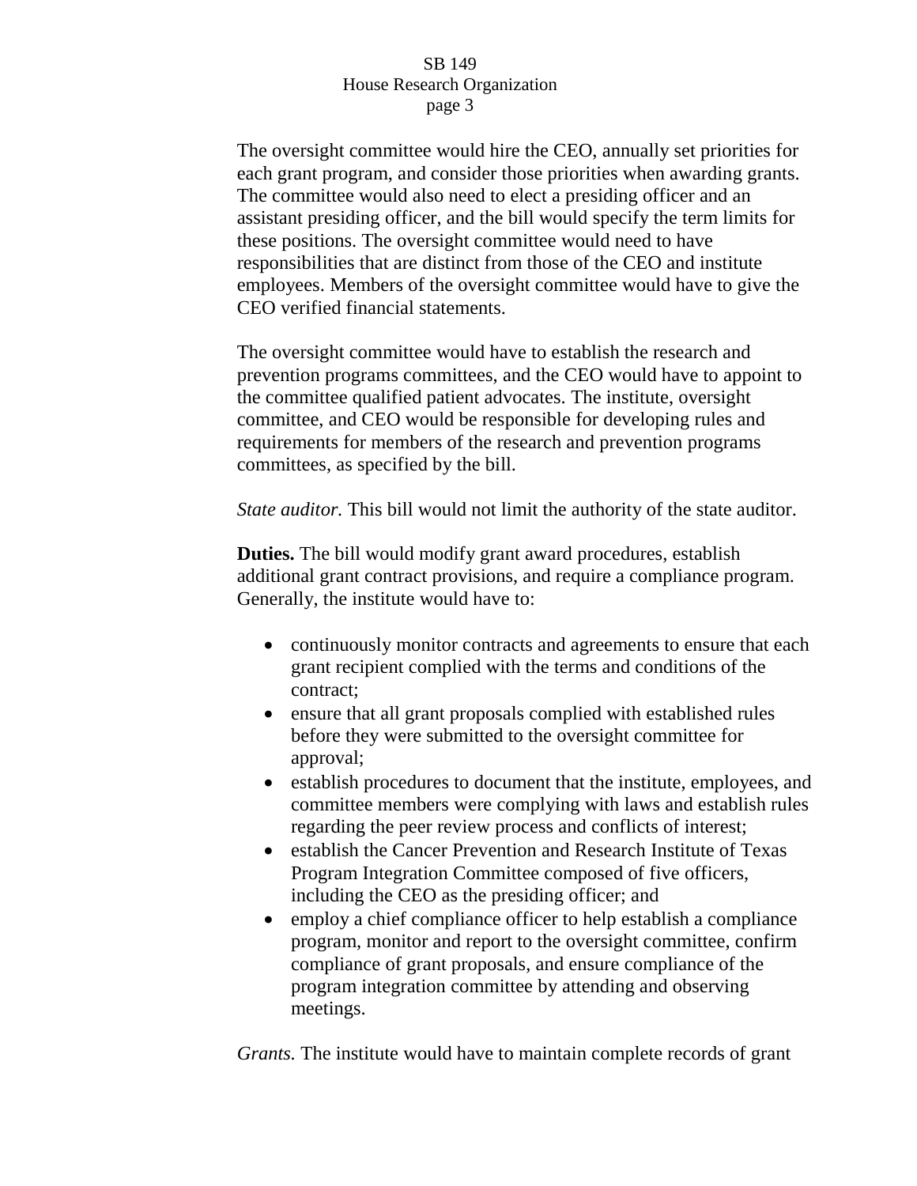The oversight committee would hire the CEO, annually set priorities for each grant program, and consider those priorities when awarding grants. The committee would also need to elect a presiding officer and an assistant presiding officer, and the bill would specify the term limits for these positions. The oversight committee would need to have responsibilities that are distinct from those of the CEO and institute employees. Members of the oversight committee would have to give the CEO verified financial statements.

The oversight committee would have to establish the research and prevention programs committees, and the CEO would have to appoint to the committee qualified patient advocates. The institute, oversight committee, and CEO would be responsible for developing rules and requirements for members of the research and prevention programs committees, as specified by the bill.

*State auditor.* This bill would not limit the authority of the state auditor.

**Duties.** The bill would modify grant award procedures, establish additional grant contract provisions, and require a compliance program. Generally, the institute would have to:

- continuously monitor contracts and agreements to ensure that each grant recipient complied with the terms and conditions of the contract;
- ensure that all grant proposals complied with established rules before they were submitted to the oversight committee for approval;
- establish procedures to document that the institute, employees, and committee members were complying with laws and establish rules regarding the peer review process and conflicts of interest;
- establish the Cancer Prevention and Research Institute of Texas Program Integration Committee composed of five officers, including the CEO as the presiding officer; and
- employ a chief compliance officer to help establish a compliance program, monitor and report to the oversight committee, confirm compliance of grant proposals, and ensure compliance of the program integration committee by attending and observing meetings.

*Grants.* The institute would have to maintain complete records of grant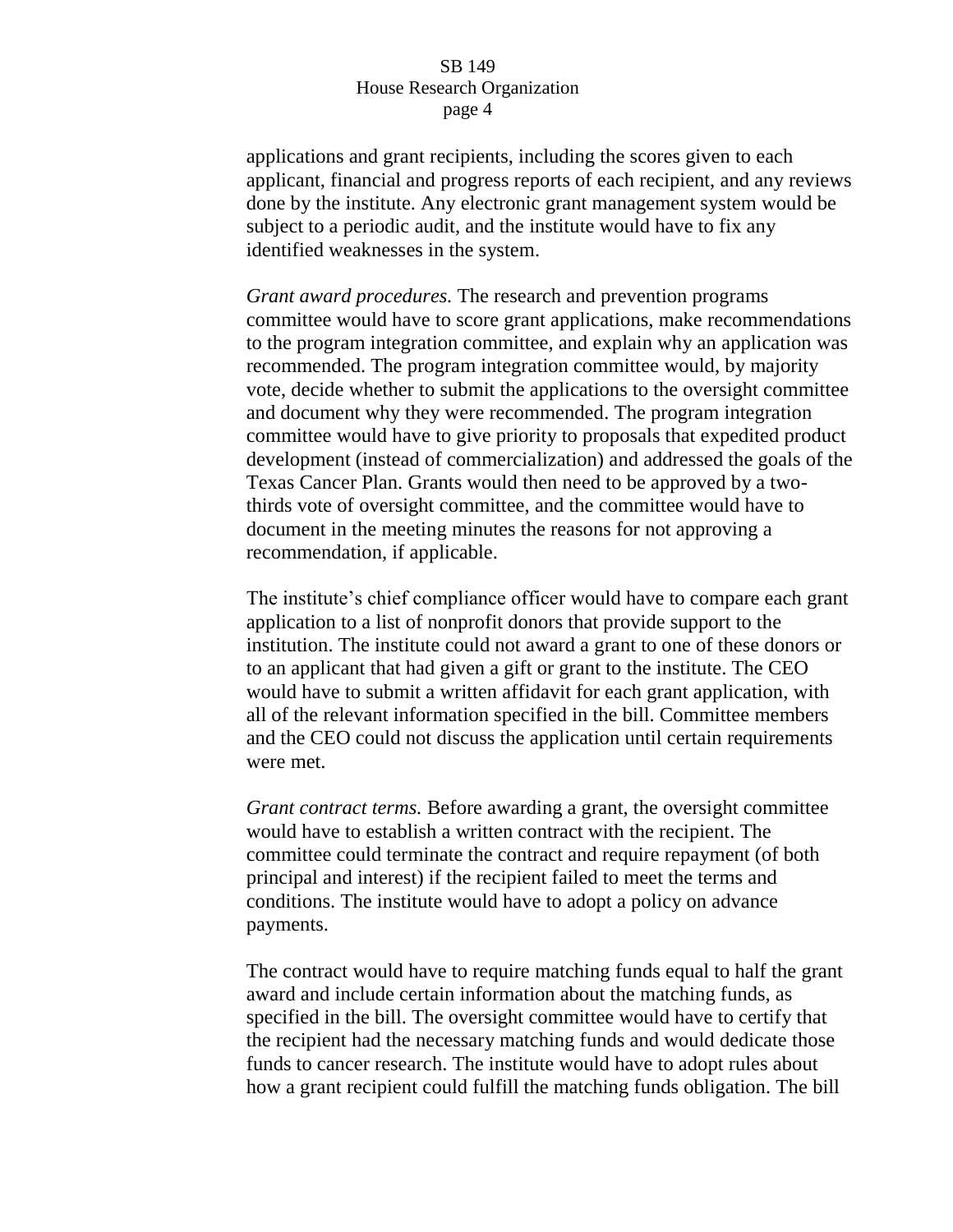applications and grant recipients, including the scores given to each applicant, financial and progress reports of each recipient, and any reviews done by the institute. Any electronic grant management system would be subject to a periodic audit, and the institute would have to fix any identified weaknesses in the system.

*Grant award procedures.* The research and prevention programs committee would have to score grant applications, make recommendations to the program integration committee, and explain why an application was recommended. The program integration committee would, by majority vote, decide whether to submit the applications to the oversight committee and document why they were recommended. The program integration committee would have to give priority to proposals that expedited product development (instead of commercialization) and addressed the goals of the Texas Cancer Plan. Grants would then need to be approved by a two-thirds vote of oversight committee, and the committee would have to document in the meeting minutes the reasons for not approving a recommendation, if applicable.

The institute's chief compliance officer would have to compare each grant application to a list of nonprofit donors that provide support to the institution. The institute could not award a grant to one of these donors or to an applicant that had given a gift or grant to the institute. The CEO would have to submit a written affidavit for each grant application, with all of the relevant information specified in the bill. Committee members and the CEO could not discuss the application until certain requirements were met.

*Grant contract terms.* Before awarding a grant, the oversight committee would have to establish a written contract with the recipient. The committee could terminate the contract and require repayment (of both principal and interest) if the recipient failed to meet the terms and conditions. The institute would have to adopt a policy on advance payments.

The contract would have to require matching funds equal to half the grant award and include certain information about the matching funds, as specified in the bill. The oversight committee would have to certify that the recipient had the necessary matching funds and would dedicate those funds to cancer research. The institute would have to adopt rules about how a grant recipient could fulfill the matching funds obligation. The bill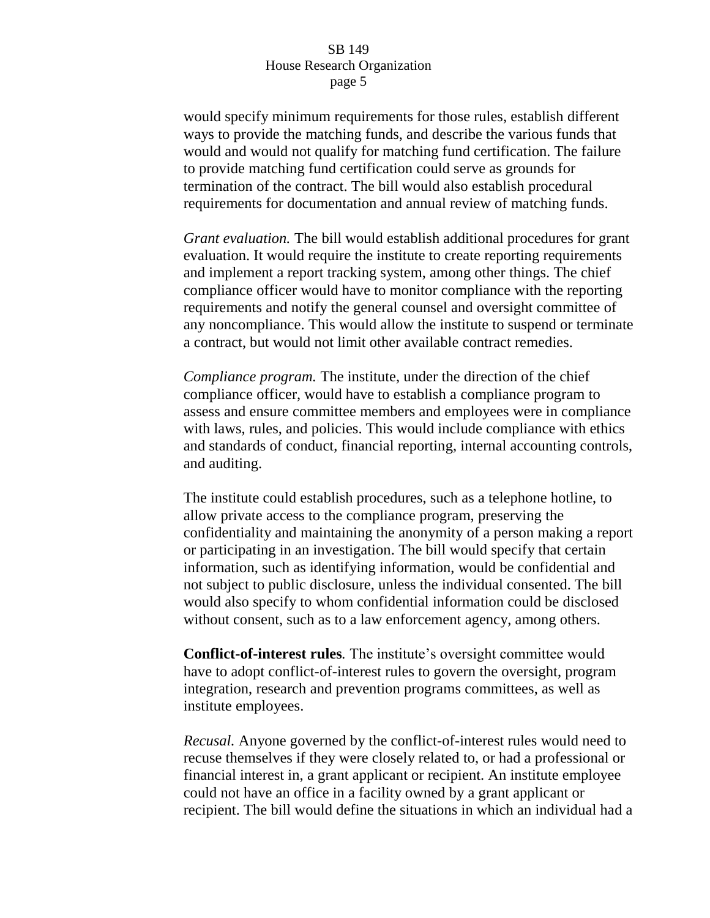would specify minimum requirements for those rules, establish different ways to provide the matching funds, and describe the various funds that would and would not qualify for matching fund certification. The failure to provide matching fund certification could serve as grounds for termination of the contract. The bill would also establish procedural requirements for documentation and annual review of matching funds.

*Grant evaluation.* The bill would establish additional procedures for grant evaluation. It would require the institute to create reporting requirements and implement a report tracking system, among other things. The chief compliance officer would have to monitor compliance with the reporting requirements and notify the general counsel and oversight committee of any noncompliance. This would allow the institute to suspend or terminate a contract, but would not limit other available contract remedies.

*Compliance program.* The institute, under the direction of the chief compliance officer, would have to establish a compliance program to assess and ensure committee members and employees were in compliance with laws, rules, and policies. This would include compliance with ethics and standards of conduct, financial reporting, internal accounting controls, and auditing.

The institute could establish procedures, such as a telephone hotline, to allow private access to the compliance program, preserving the confidentiality and maintaining the anonymity of a person making a report or participating in an investigation. The bill would specify that certain information, such as identifying information, would be confidential and not subject to public disclosure, unless the individual consented. The bill would also specify to whom confidential information could be disclosed without consent, such as to a law enforcement agency, among others.

**Conflict-of-interest rules***.* The institute's oversight committee would have to adopt conflict-of-interest rules to govern the oversight, program integration, research and prevention programs committees, as well as institute employees.

*Recusal.* Anyone governed by the conflict-of-interest rules would need to recuse themselves if they were closely related to, or had a professional or financial interest in, a grant applicant or recipient. An institute employee could not have an office in a facility owned by a grant applicant or recipient. The bill would define the situations in which an individual had a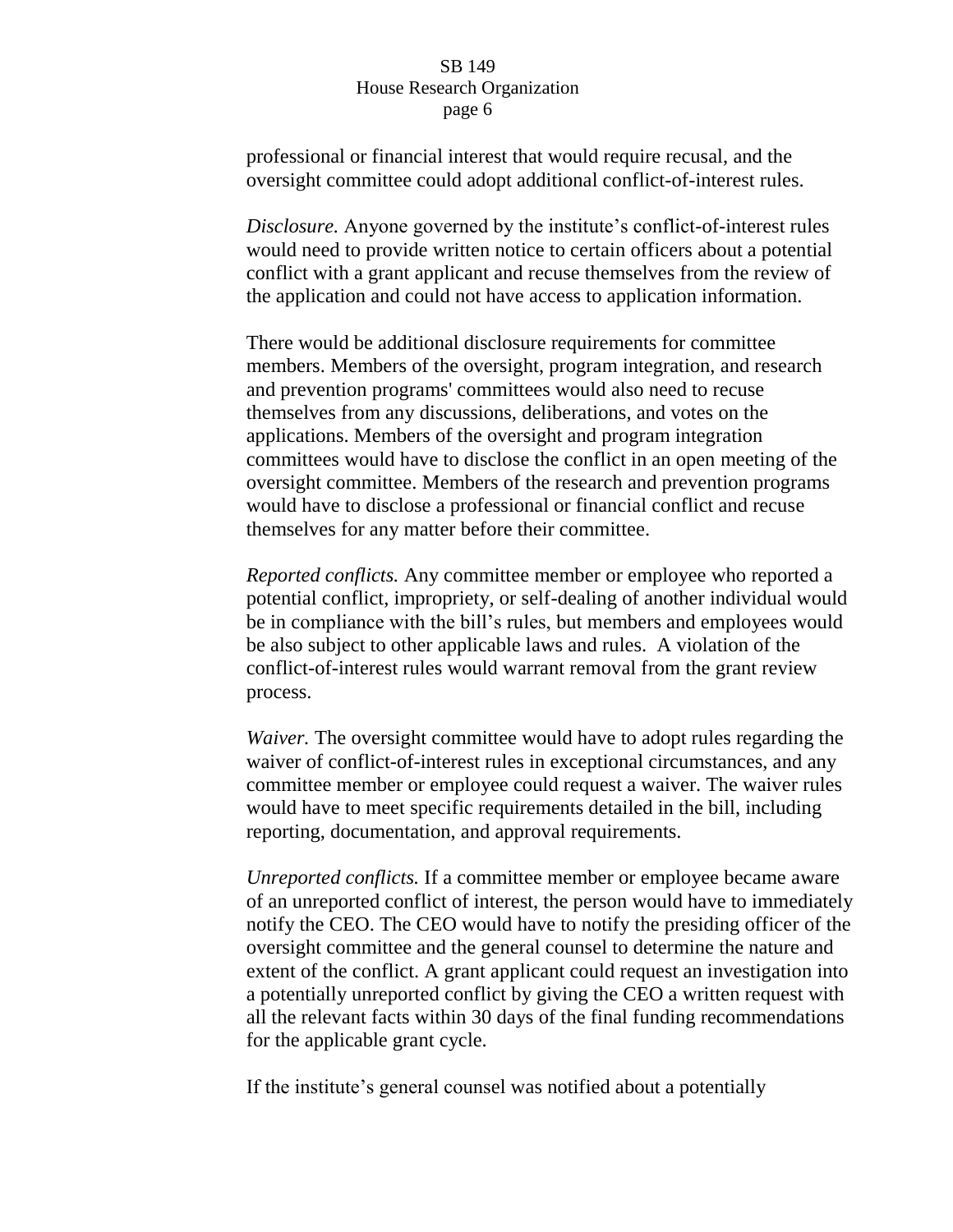professional or financial interest that would require recusal, and the oversight committee could adopt additional conflict-of-interest rules.

*Disclosure.* Anyone governed by the institute's conflict-of-interest rules would need to provide written notice to certain officers about a potential conflict with a grant applicant and recuse themselves from the review of the application and could not have access to application information.

There would be additional disclosure requirements for committee members. Members of the oversight, program integration, and research and prevention programs' committees would also need to recuse themselves from any discussions, deliberations, and votes on the applications. Members of the oversight and program integration committees would have to disclose the conflict in an open meeting of the oversight committee. Members of the research and prevention programs would have to disclose a professional or financial conflict and recuse themselves for any matter before their committee.

*Reported conflicts.* Any committee member or employee who reported a potential conflict, impropriety, or self-dealing of another individual would be in compliance with the bill's rules, but members and employees would be also subject to other applicable laws and rules. A violation of the conflict-of-interest rules would warrant removal from the grant review process.

*Waiver.* The oversight committee would have to adopt rules regarding the waiver of conflict-of-interest rules in exceptional circumstances, and any committee member or employee could request a waiver. The waiver rules would have to meet specific requirements detailed in the bill, including reporting, documentation, and approval requirements.

*Unreported conflicts.* If a committee member or employee became aware of an unreported conflict of interest, the person would have to immediately notify the CEO. The CEO would have to notify the presiding officer of the oversight committee and the general counsel to determine the nature and extent of the conflict. A grant applicant could request an investigation into a potentially unreported conflict by giving the CEO a written request with all the relevant facts within 30 days of the final funding recommendations for the applicable grant cycle.

If the institute's general counsel was notified about a potentially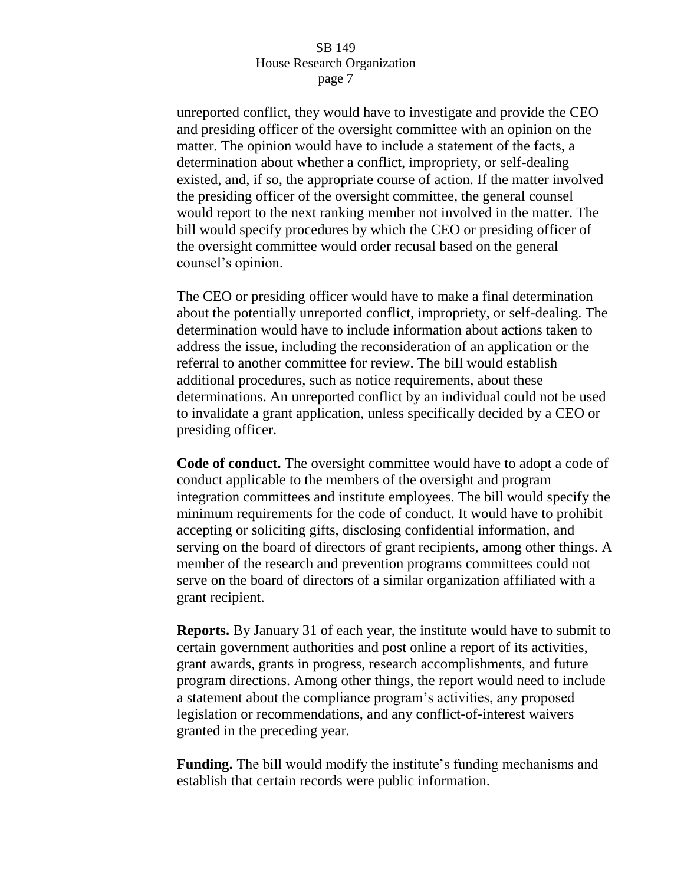unreported conflict, they would have to investigate and provide the CEO and presiding officer of the oversight committee with an opinion on the matter. The opinion would have to include a statement of the facts, a determination about whether a conflict, impropriety, or self-dealing existed, and, if so, the appropriate course of action. If the matter involved the presiding officer of the oversight committee, the general counsel would report to the next ranking member not involved in the matter. The bill would specify procedures by which the CEO or presiding officer of the oversight committee would order recusal based on the general counsel's opinion.

The CEO or presiding officer would have to make a final determination about the potentially unreported conflict, impropriety, or self-dealing. The determination would have to include information about actions taken to address the issue, including the reconsideration of an application or the referral to another committee for review. The bill would establish additional procedures, such as notice requirements, about these determinations. An unreported conflict by an individual could not be used to invalidate a grant application, unless specifically decided by a CEO or presiding officer.

**Code of conduct.** The oversight committee would have to adopt a code of conduct applicable to the members of the oversight and program integration committees and institute employees. The bill would specify the minimum requirements for the code of conduct. It would have to prohibit accepting or soliciting gifts, disclosing confidential information, and serving on the board of directors of grant recipients, among other things. A member of the research and prevention programs committees could not serve on the board of directors of a similar organization affiliated with a grant recipient.

**Reports.** By January 31 of each year, the institute would have to submit to certain government authorities and post online a report of its activities, grant awards, grants in progress, research accomplishments, and future program directions. Among other things, the report would need to include a statement about the compliance program's activities, any proposed legislation or recommendations, and any conflict-of-interest waivers granted in the preceding year.

**Funding.** The bill would modify the institute's funding mechanisms and establish that certain records were public information.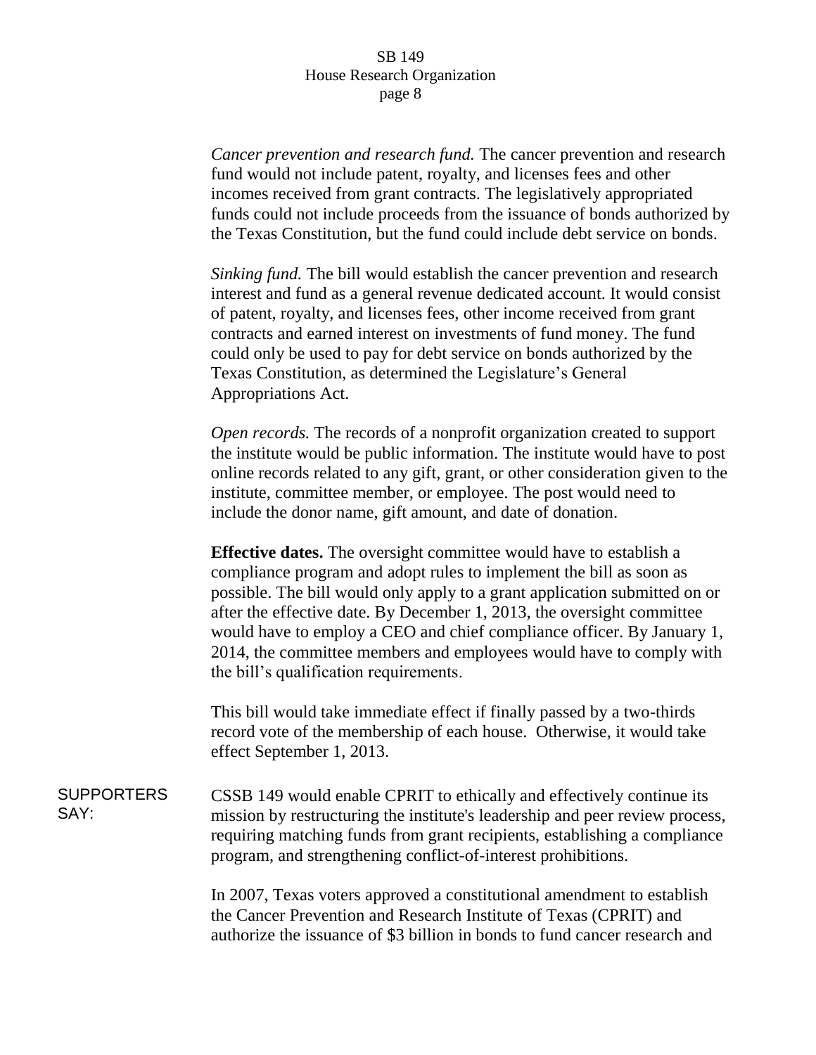*Cancer prevention and research fund.* The cancer prevention and research fund would not include patent, royalty, and licenses fees and other incomes received from grant contracts. The legislatively appropriated funds could not include proceeds from the issuance of bonds authorized by the Texas Constitution, but the fund could include debt service on bonds.

*Sinking fund.* The bill would establish the cancer prevention and research interest and fund as a general revenue dedicated account. It would consist of patent, royalty, and licenses fees, other income received from grant contracts and earned interest on investments of fund money. The fund could only be used to pay for debt service on bonds authorized by the Texas Constitution, as determined the Legislature's General Appropriations Act.

*Open records.* The records of a nonprofit organization created to support the institute would be public information. The institute would have to post online records related to any gift, grant, or other consideration given to the institute, committee member, or employee. The post would need to include the donor name, gift amount, and date of donation.

**Effective dates.** The oversight committee would have to establish a compliance program and adopt rules to implement the bill as soon as possible. The bill would only apply to a grant application submitted on or after the effective date. By December 1, 2013, the oversight committee would have to employ a CEO and chief compliance officer. By January 1, 2014, the committee members and employees would have to comply with the bill's qualification requirements.

This bill would take immediate effect if finally passed by a two-thirds record vote of the membership of each house. Otherwise, it would take effect September 1, 2013.

SUPPORTERS SAY:

CSSB 149 would enable CPRIT to ethically and effectively continue its mission by restructuring the institute's leadership and peer review process, requiring matching funds from grant recipients, establishing a compliance program, and strengthening conflict-of-interest prohibitions.

In 2007, Texas voters approved a constitutional amendment to establish the Cancer Prevention and Research Institute of Texas (CPRIT) and authorize the issuance of $3 billion in bonds to fund cancer research and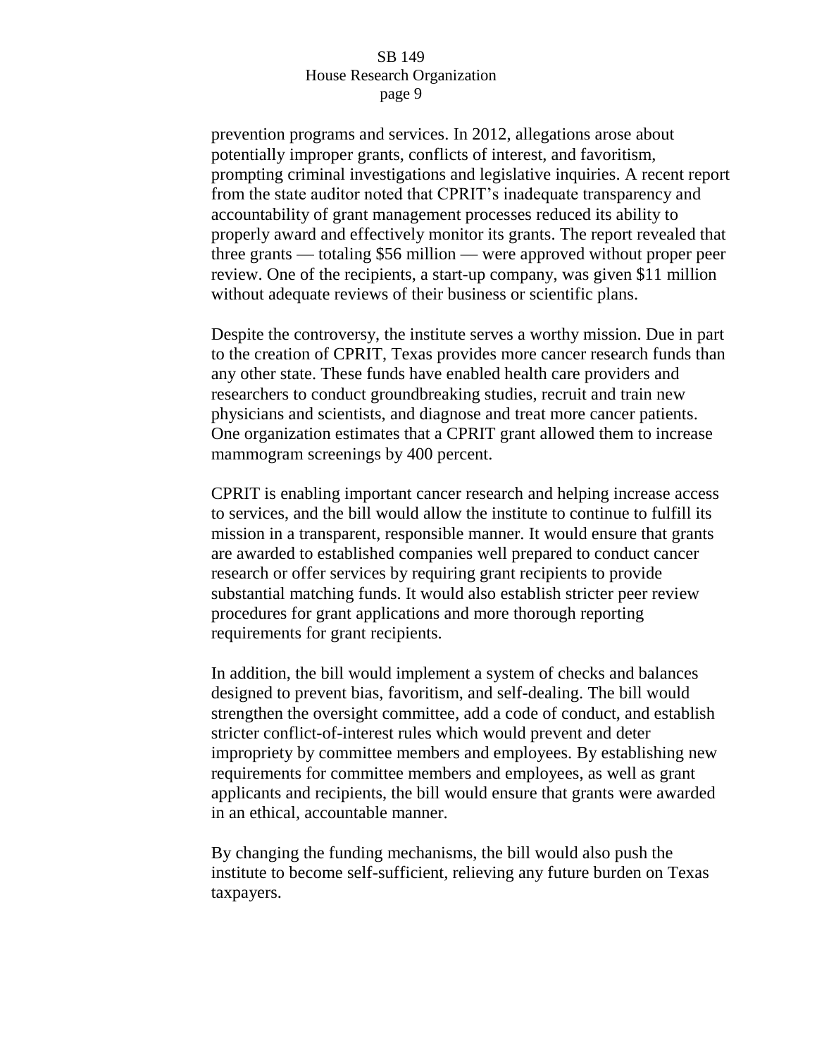prevention programs and services. In 2012, allegations arose about potentially improper grants, conflicts of interest, and favoritism, prompting criminal investigations and legislative inquiries. A recent report from the state auditor noted that CPRIT's inadequate transparency and accountability of grant management processes reduced its ability to properly award and effectively monitor its grants. The report revealed that three grants — totaling $56 million — were approved without proper peer review. One of the recipients, a start-up company, was given $11 million without adequate reviews of their business or scientific plans.

Despite the controversy, the institute serves a worthy mission. Due in part to the creation of CPRIT, Texas provides more cancer research funds than any other state. These funds have enabled health care providers and researchers to conduct groundbreaking studies, recruit and train new physicians and scientists, and diagnose and treat more cancer patients. One organization estimates that a CPRIT grant allowed them to increase mammogram screenings by 400 percent.

CPRIT is enabling important cancer research and helping increase access to services, and the bill would allow the institute to continue to fulfill its mission in a transparent, responsible manner. It would ensure that grants are awarded to established companies well prepared to conduct cancer research or offer services by requiring grant recipients to provide substantial matching funds. It would also establish stricter peer review procedures for grant applications and more thorough reporting requirements for grant recipients.

In addition, the bill would implement a system of checks and balances designed to prevent bias, favoritism, and self-dealing. The bill would strengthen the oversight committee, add a code of conduct, and establish stricter conflict-of-interest rules which would prevent and deter impropriety by committee members and employees. By establishing new requirements for committee members and employees, as well as grant applicants and recipients, the bill would ensure that grants were awarded in an ethical, accountable manner.

By changing the funding mechanisms, the bill would also push the institute to become self-sufficient, relieving any future burden on Texas taxpayers.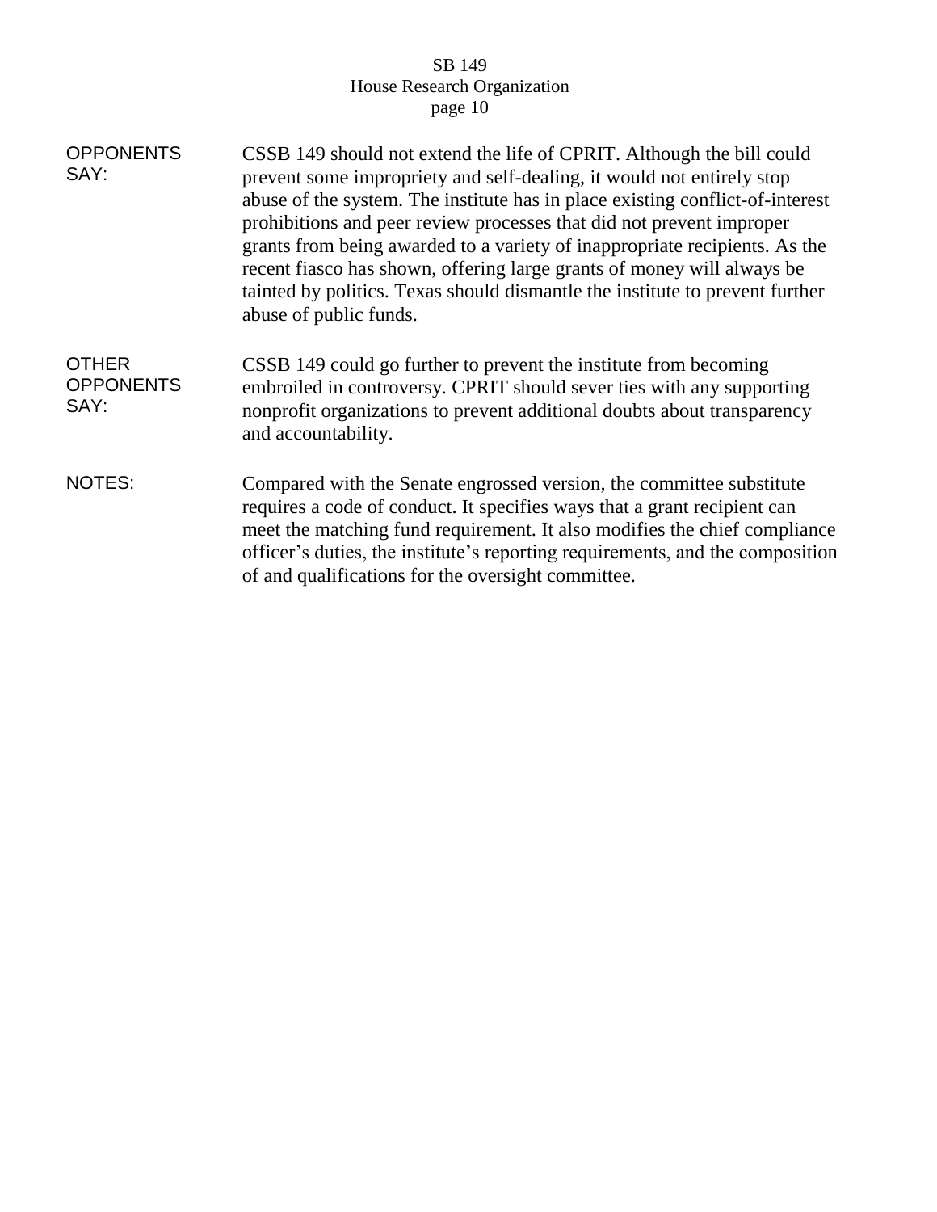**OPPONENTS SAY:**

CSSB 149 should not extend the life of CPRIT. Although the bill could prevent some impropriety and self-dealing, it would not entirely stop abuse of the system. The institute has in place existing conflict-of-interest prohibitions and peer review processes that did not prevent improper grants from being awarded to a variety of inappropriate recipients. As the recent fiasco has shown, offering large grants of money will always be tainted by politics. Texas should dismantle the institute to prevent further abuse of public funds.

**OTHER OPPONENTS SAY:**

CSSB 149 could go further to prevent the institute from becoming embroiled in controversy. CPRIT should sever ties with any supporting nonprofit organizations to prevent additional doubts about transparency and accountability.

**NOTES:**

Compared with the Senate engrossed version, the committee substitute requires a code of conduct. It specifies ways that a grant recipient can meet the matching fund requirement. It also modifies the chief compliance officer's duties, the institute's reporting requirements, and the composition of and qualifications for the oversight committee.